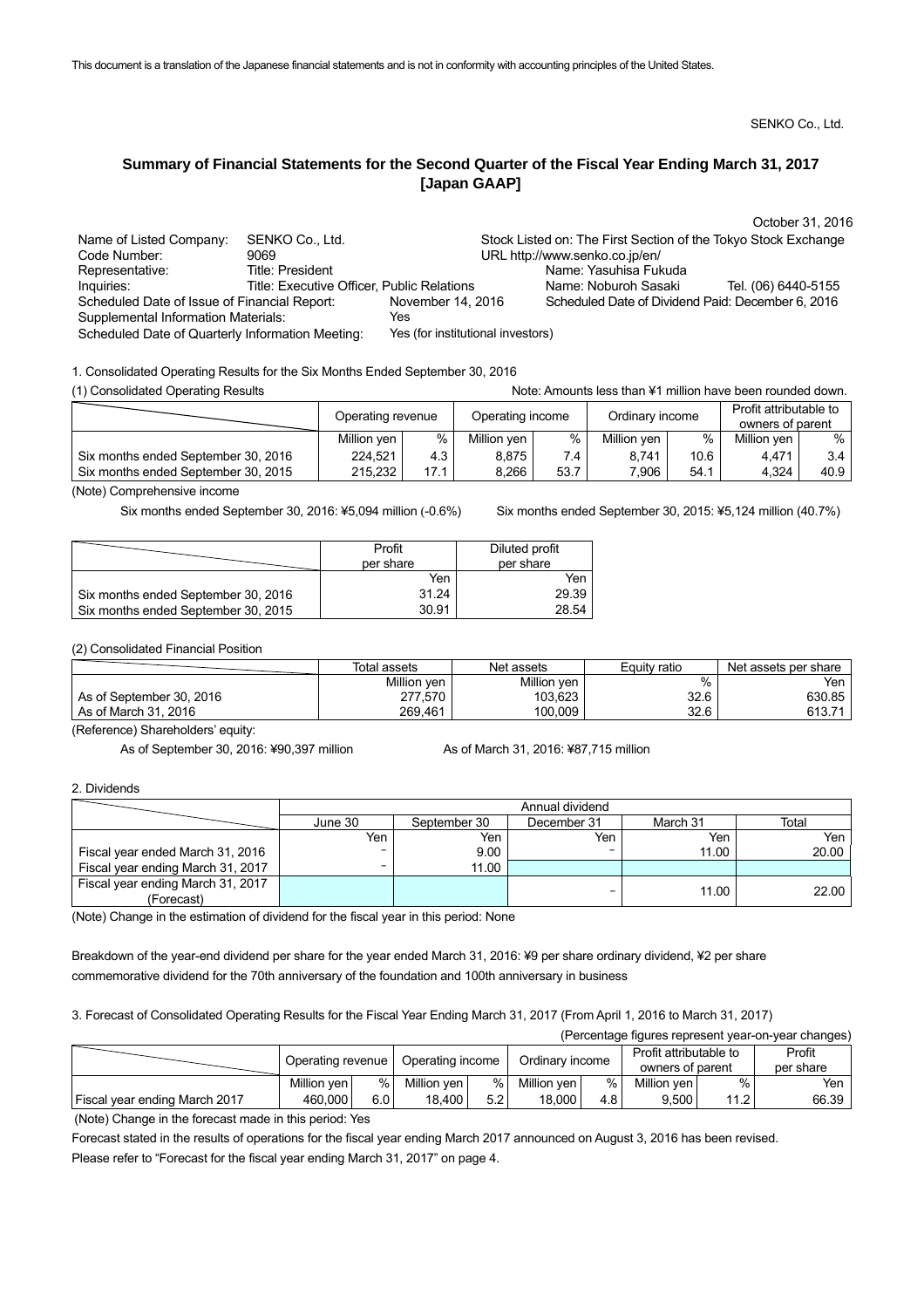This document is a translation of the Japanese financial statements and is not in conformity with accounting principles of the United States.

SENKO Co., Ltd.

## Summary of Financial Statements for the Second Quarter of the Fiscal Year Ending March 31, 2017 [Japan GAAP]

October 31, 2016

Name of Listed Company: SENKO Co., Ltd. Stock Listed on: The First Section of the Tokyo Stock Exchange
Code Number: 9069 URL http://www.senko.co.jp/en/
Representative: Title: President Name: Yasuhisa Fukuda
Inquiries: Title: Executive Officer, Public Relations Name: Noburoh Sasaki Tel. (06) 6440-5155
Scheduled Date of Issue of Financial Report: November 14, 2016 Scheduled Date of Dividend Paid: December 6, 2016
Supplemental Information Materials: Yes
Scheduled Date of Quarterly Information Meeting: Yes (for institutional investors)

1. Consolidated Operating Results for the Six Months Ended September 30, 2016

(1) Consolidated Operating Results

Note: Amounts less than ¥1 million have been rounded down.

| | Operating revenue | | Operating income | | Ordinary income | | Profit attributable to owners of parent | |
|---|---|---|---|---|---|---|---|---|
| | Million yen | % | Million yen | % | Million yen | % | Million yen | % |
| Six months ended September 30, 2016 | 224,521 | 4.3 | 8,875 | 7.4 | 8,741 | 10.6 | 4,471 | 3.4 |
| Six months ended September 30, 2015 | 215,232 | 17.1 | 8,266 | 53.7 | 7,906 | 54.1 | 4,324 | 40.9 |

(Note) Comprehensive income

Six months ended September 30, 2016: ¥5,094 million (-0.6%) Six months ended September 30, 2015: ¥5,124 million (40.7%)

| | Profit per share | Diluted profit per share |
|---|---|---|
| | Yen | Yen |
| Six months ended September 30, 2016 | 31.24 | 29.39 |
| Six months ended September 30, 2015 | 30.91 | 28.54 |

(2) Consolidated Financial Position

| | Total assets | Net assets | Equity ratio | Net assets per share |
|---|---|---|---|---|
| | Million yen | Million yen | % | Yen |
| As of September 30, 2016 | 277,570 | 103,623 | 32.6 | 630.85 |
| As of March 31, 2016 | 269,461 | 100,009 | 32.6 | 613.71 |

(Reference) Shareholders' equity:

As of September 30, 2016: ¥90,397 million As of March 31, 2016: ¥87,715 million

2. Dividends

| | Annual dividend | | | | |
|---|---|---|---|---|---|
| | June 30 | September 30 | December 31 | March 31 | Total |
| | Yen | Yen | Yen | Yen | Yen |
| Fiscal year ended March 31, 2016 | − | 9.00 | − | 11.00 | 20.00 |
| Fiscal year ending March 31, 2017 | − | 11.00 | | | |
| Fiscal year ending March 31, 2017 (Forecast) | | | − | 11.00 | 22.00 |

(Note) Change in the estimation of dividend for the fiscal year in this period: None

Breakdown of the year-end dividend per share for the year ended March 31, 2016: ¥9 per share ordinary dividend, ¥2 per share commemorative dividend for the 70th anniversary of the foundation and 100th anniversary in business

3. Forecast of Consolidated Operating Results for the Fiscal Year Ending March 31, 2017 (From April 1, 2016 to March 31, 2017)

(Percentage figures represent year-on-year changes)

| | Operating revenue | | Operating income | | Ordinary income | | Profit attributable to owners of parent | | Profit per share |
|---|---|---|---|---|---|---|---|---|---|
| | Million yen | % | Million yen | % | Million yen | % | Million yen | % | Yen |
| Fiscal year ending March 2017 | 460,000 | 6.0 | 18,400 | 5.2 | 18,000 | 4.8 | 9,500 | 11.2 | 66.39 |

(Note) Change in the forecast made in this period: Yes

Forecast stated in the results of operations for the fiscal year ending March 2017 announced on August 3, 2016 has been revised.
Please refer to "Forecast for the fiscal year ending March 31, 2017" on page 4.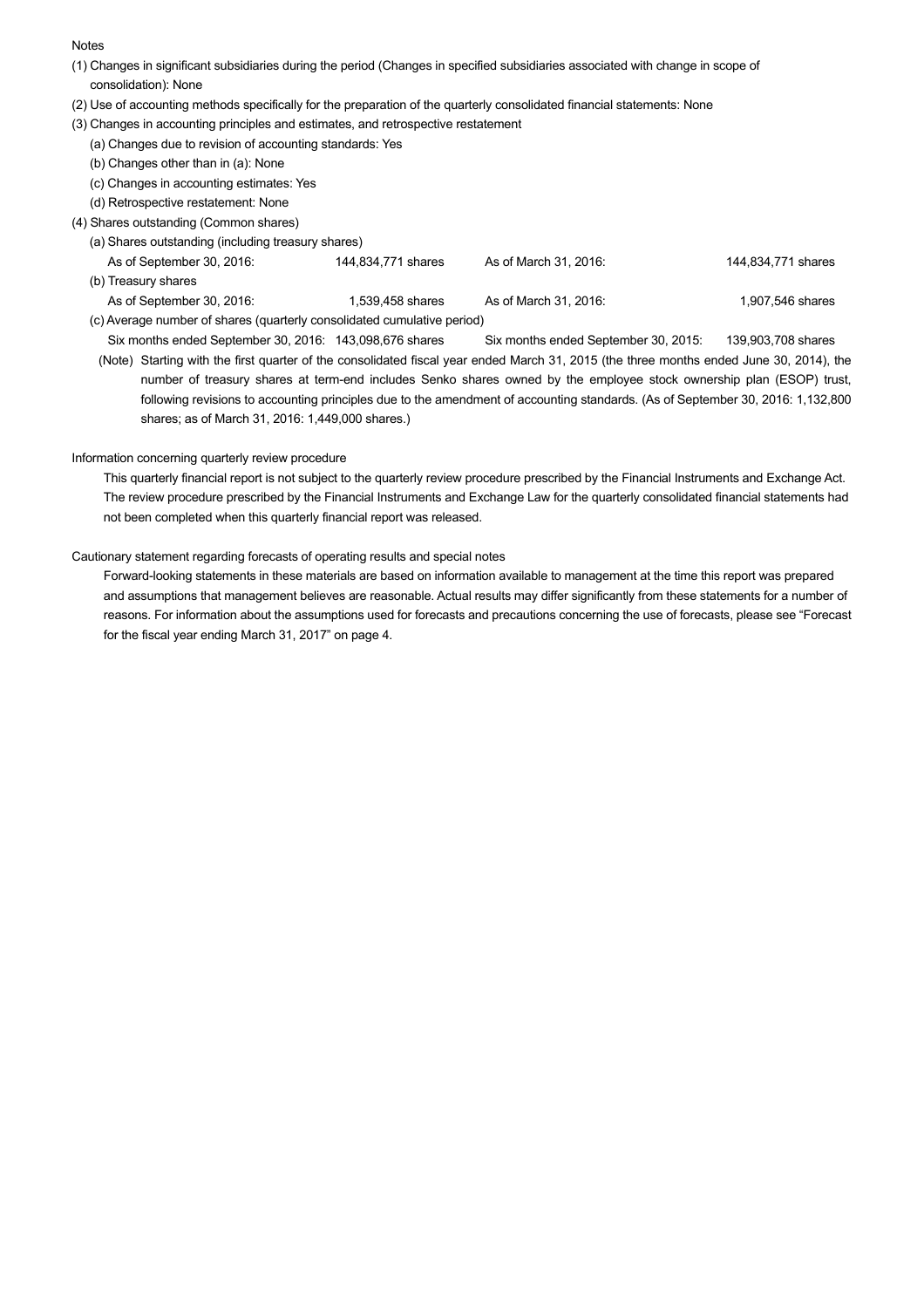Notes

(1) Changes in significant subsidiaries during the period (Changes in specified subsidiaries associated with change in scope of consolidation): None

(2) Use of accounting methods specifically for the preparation of the quarterly consolidated financial statements: None

(3) Changes in accounting principles and estimates, and retrospective restatement

(a) Changes due to revision of accounting standards: Yes

(b) Changes other than in (a): None

(c) Changes in accounting estimates: Yes

(d) Retrospective restatement: None

(4) Shares outstanding (Common shares)

(a) Shares outstanding (including treasury shares)

| | | | |
|---|---|---|---|
| As of September 30, 2016: | 144,834,771 shares | As of March 31, 2016: | 144,834,771 shares |

(b) Treasury shares

| | | | |
|---|---|---|---|
| As of September 30, 2016: | 1,539,458 shares | As of March 31, 2016: | 1,907,546 shares |

(c) Average number of shares (quarterly consolidated cumulative period)

| | | | |
|---|---|---|---|
| Six months ended September 30, 2016: | 143,098,676 shares | Six months ended September 30, 2015: | 139,903,708 shares |

(Note) Starting with the first quarter of the consolidated fiscal year ended March 31, 2015 (the three months ended June 30, 2014), the number of treasury shares at term-end includes Senko shares owned by the employee stock ownership plan (ESOP) trust, following revisions to accounting principles due to the amendment of accounting standards. (As of September 30, 2016: 1,132,800 shares; as of March 31, 2016: 1,449,000 shares.)

Information concerning quarterly review procedure

This quarterly financial report is not subject to the quarterly review procedure prescribed by the Financial Instruments and Exchange Act. The review procedure prescribed by the Financial Instruments and Exchange Law for the quarterly consolidated financial statements had not been completed when this quarterly financial report was released.

Cautionary statement regarding forecasts of operating results and special notes

Forward-looking statements in these materials are based on information available to management at the time this report was prepared and assumptions that management believes are reasonable. Actual results may differ significantly from these statements for a number of reasons. For information about the assumptions used for forecasts and precautions concerning the use of forecasts, please see "Forecast for the fiscal year ending March 31, 2017" on page 4.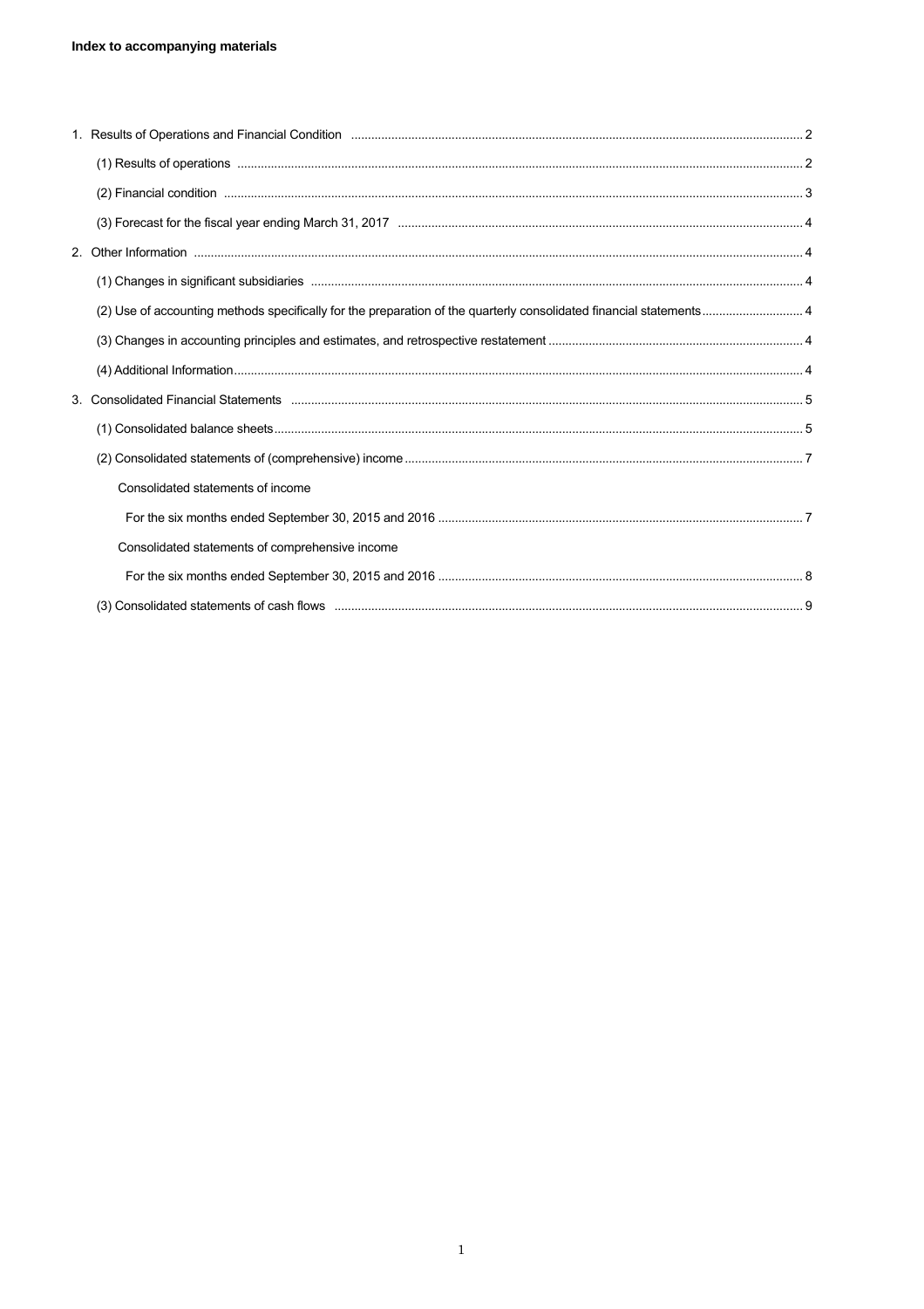**Index to accompanying materials**

1. Results of Operations and Financial Condition ..... 2
   - (1) Results of operations ..... 2
   - (2) Financial condition ..... 3
   - (3) Forecast for the fiscal year ending March 31, 2017 ..... 4
2. Other Information ..... 4
   - (1) Changes in significant subsidiaries ..... 4
   - (2) Use of accounting methods specifically for the preparation of the quarterly consolidated financial statements ..... 4
   - (3) Changes in accounting principles and estimates, and retrospective restatement ..... 4
   - (4) Additional Information ..... 4
3. Consolidated Financial Statements ..... 5
   - (1) Consolidated balance sheets ..... 5
   - (2) Consolidated statements of (comprehensive) income ..... 7
     - Consolidated statements of income
       - For the six months ended September 30, 2015 and 2016 ..... 7
     - Consolidated statements of comprehensive income
       - For the six months ended September 30, 2015 and 2016 ..... 8
   - (3) Consolidated statements of cash flows ..... 9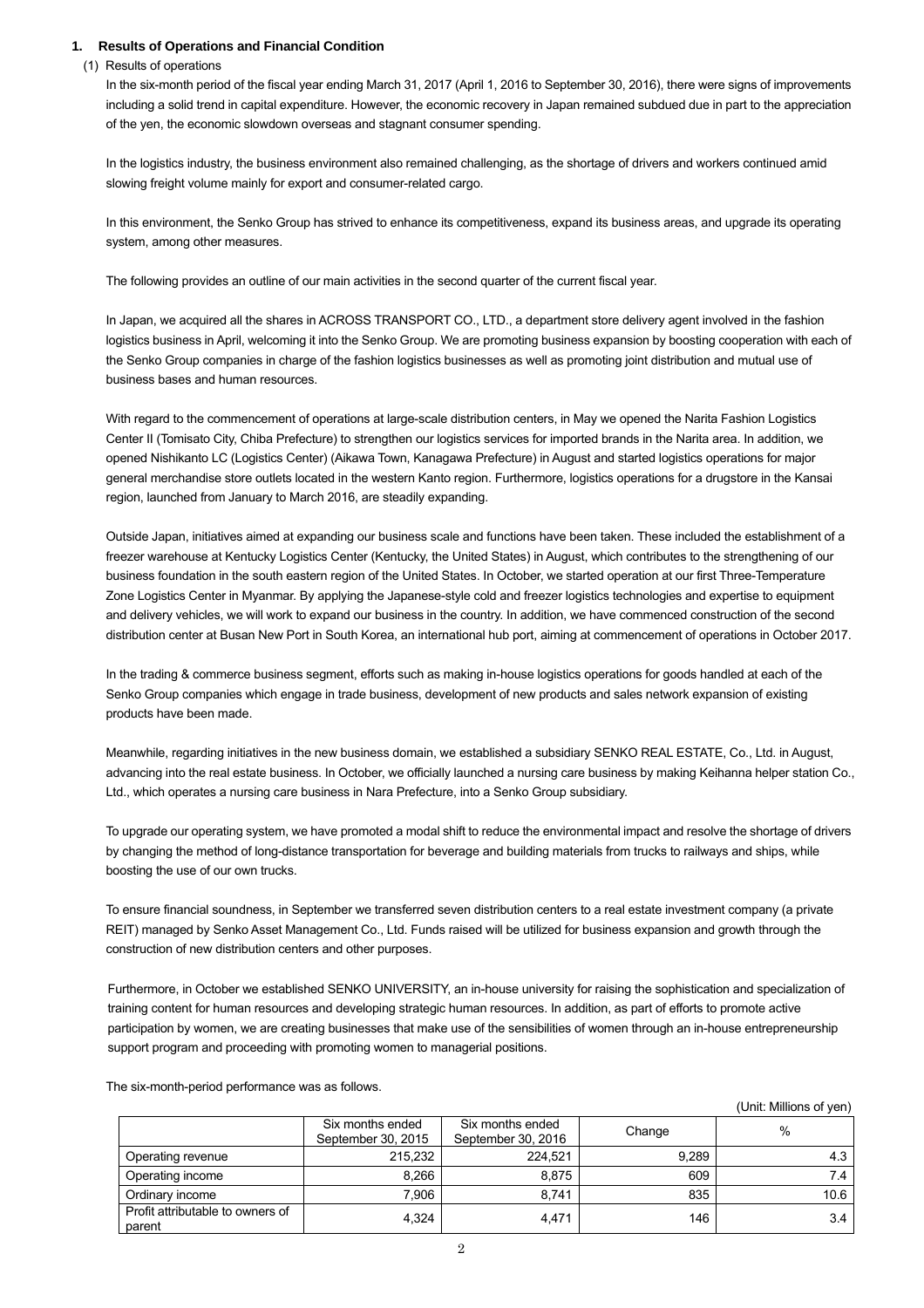## 1. Results of Operations and Financial Condition

### (1) Results of operations

In the six-month period of the fiscal year ending March 31, 2017 (April 1, 2016 to September 30, 2016), there were signs of improvements including a solid trend in capital expenditure. However, the economic recovery in Japan remained subdued due in part to the appreciation of the yen, the economic slowdown overseas and stagnant consumer spending.

In the logistics industry, the business environment also remained challenging, as the shortage of drivers and workers continued amid slowing freight volume mainly for export and consumer-related cargo.

In this environment, the Senko Group has strived to enhance its competitiveness, expand its business areas, and upgrade its operating system, among other measures.

The following provides an outline of our main activities in the second quarter of the current fiscal year.

In Japan, we acquired all the shares in ACROSS TRANSPORT CO., LTD., a department store delivery agent involved in the fashion logistics business in April, welcoming it into the Senko Group. We are promoting business expansion by boosting cooperation with each of the Senko Group companies in charge of the fashion logistics businesses as well as promoting joint distribution and mutual use of business bases and human resources.

With regard to the commencement of operations at large-scale distribution centers, in May we opened the Narita Fashion Logistics Center II (Tomisato City, Chiba Prefecture) to strengthen our logistics services for imported brands in the Narita area. In addition, we opened Nishikanto LC (Logistics Center) (Aikawa Town, Kanagawa Prefecture) in August and started logistics operations for major general merchandise store outlets located in the western Kanto region. Furthermore, logistics operations for a drugstore in the Kansai region, launched from January to March 2016, are steadily expanding.

Outside Japan, initiatives aimed at expanding our business scale and functions have been taken. These included the establishment of a freezer warehouse at Kentucky Logistics Center (Kentucky, the United States) in August, which contributes to the strengthening of our business foundation in the south eastern region of the United States. In October, we started operation at our first Three-Temperature Zone Logistics Center in Myanmar. By applying the Japanese-style cold and freezer logistics technologies and expertise to equipment and delivery vehicles, we will work to expand our business in the country. In addition, we have commenced construction of the second distribution center at Busan New Port in South Korea, an international hub port, aiming at commencement of operations in October 2017.

In the trading & commerce business segment, efforts such as making in-house logistics operations for goods handled at each of the Senko Group companies which engage in trade business, development of new products and sales network expansion of existing products have been made.

Meanwhile, regarding initiatives in the new business domain, we established a subsidiary SENKO REAL ESTATE, Co., Ltd. in August, advancing into the real estate business. In October, we officially launched a nursing care business by making Keihanna helper station Co., Ltd., which operates a nursing care business in Nara Prefecture, into a Senko Group subsidiary.

To upgrade our operating system, we have promoted a modal shift to reduce the environmental impact and resolve the shortage of drivers by changing the method of long-distance transportation for beverage and building materials from trucks to railways and ships, while boosting the use of our own trucks.

To ensure financial soundness, in September we transferred seven distribution centers to a real estate investment company (a private REIT) managed by Senko Asset Management Co., Ltd. Funds raised will be utilized for business expansion and growth through the construction of new distribution centers and other purposes.

Furthermore, in October we established SENKO UNIVERSITY, an in-house university for raising the sophistication and specialization of training content for human resources and developing strategic human resources. In addition, as part of efforts to promote active participation by women, we are creating businesses that make use of the sensibilities of women through an in-house entrepreneurship support program and proceeding with promoting women to managerial positions.

The six-month-period performance was as follows.

(Unit: Millions of yen)

| | Six months ended September 30, 2015 | Six months ended September 30, 2016 | Change | % |
|---|---|---|---|---|
| Operating revenue | 215,232 | 224,521 | 9,289 | 4.3 |
| Operating income | 8,266 | 8,875 | 609 | 7.4 |
| Ordinary income | 7,906 | 8,741 | 835 | 10.6 |
| Profit attributable to owners of parent | 4,324 | 4,471 | 146 | 3.4 |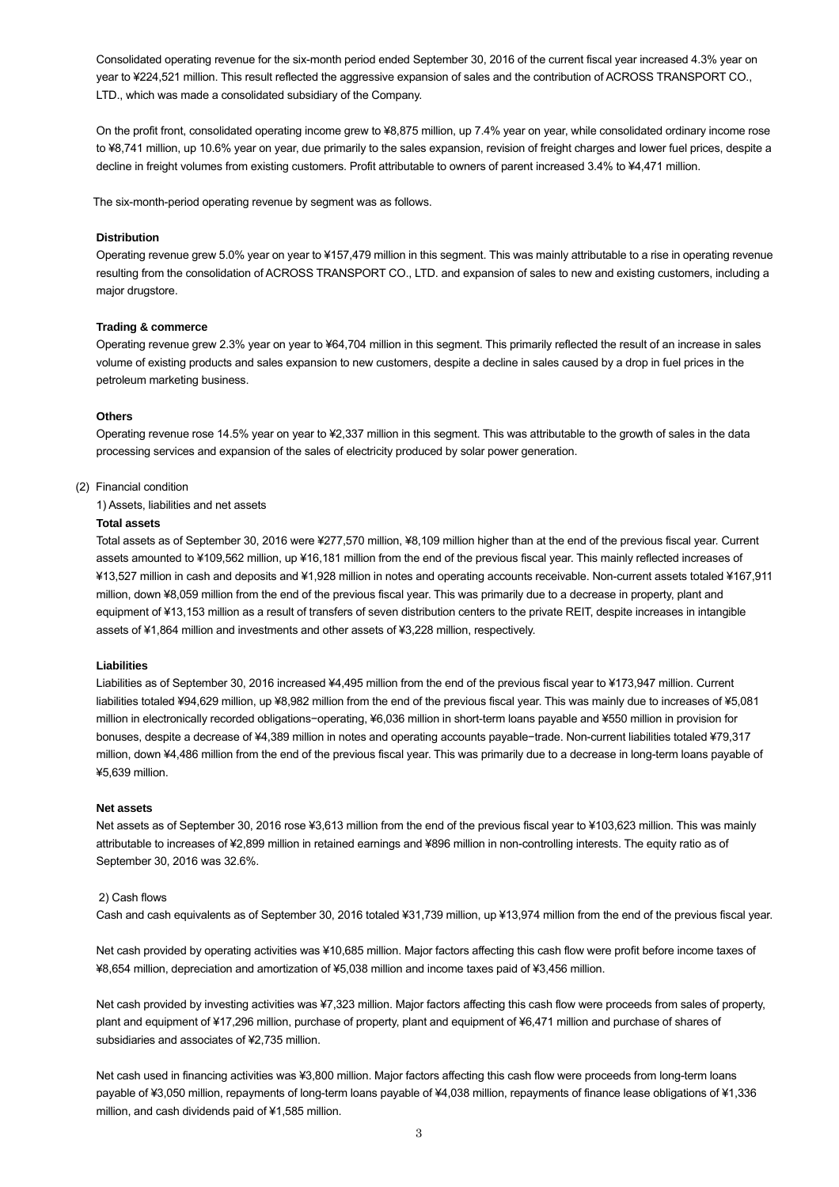Consolidated operating revenue for the six-month period ended September 30, 2016 of the current fiscal year increased 4.3% year on year to ¥224,521 million. This result reflected the aggressive expansion of sales and the contribution of ACROSS TRANSPORT CO., LTD., which was made a consolidated subsidiary of the Company.

On the profit front, consolidated operating income grew to ¥8,875 million, up 7.4% year on year, while consolidated ordinary income rose to ¥8,741 million, up 10.6% year on year, due primarily to the sales expansion, revision of freight charges and lower fuel prices, despite a decline in freight volumes from existing customers. Profit attributable to owners of parent increased 3.4% to ¥4,471 million.

The six-month-period operating revenue by segment was as follows.

**Distribution**

Operating revenue grew 5.0% year on year to ¥157,479 million in this segment. This was mainly attributable to a rise in operating revenue resulting from the consolidation of ACROSS TRANSPORT CO., LTD. and expansion of sales to new and existing customers, including a major drugstore.

**Trading & commerce**

Operating revenue grew 2.3% year on year to ¥64,704 million in this segment. This primarily reflected the result of an increase in sales volume of existing products and sales expansion to new customers, despite a decline in sales caused by a drop in fuel prices in the petroleum marketing business.

**Others**

Operating revenue rose 14.5% year on year to ¥2,337 million in this segment. This was attributable to the growth of sales in the data processing services and expansion of the sales of electricity produced by solar power generation.

(2) Financial condition

1) Assets, liabilities and net assets

**Total assets**

Total assets as of September 30, 2016 were ¥277,570 million, ¥8,109 million higher than at the end of the previous fiscal year. Current assets amounted to ¥109,562 million, up ¥16,181 million from the end of the previous fiscal year. This mainly reflected increases of ¥13,527 million in cash and deposits and ¥1,928 million in notes and operating accounts receivable. Non-current assets totaled ¥167,911 million, down ¥8,059 million from the end of the previous fiscal year. This was primarily due to a decrease in property, plant and equipment of ¥13,153 million as a result of transfers of seven distribution centers to the private REIT, despite increases in intangible assets of ¥1,864 million and investments and other assets of ¥3,228 million, respectively.

**Liabilities**

Liabilities as of September 30, 2016 increased ¥4,495 million from the end of the previous fiscal year to ¥173,947 million. Current liabilities totaled ¥94,629 million, up ¥8,982 million from the end of the previous fiscal year. This was mainly due to increases of ¥5,081 million in electronically recorded obligations−operating, ¥6,036 million in short-term loans payable and ¥550 million in provision for bonuses, despite a decrease of ¥4,389 million in notes and operating accounts payable−trade. Non-current liabilities totaled ¥79,317 million, down ¥4,486 million from the end of the previous fiscal year. This was primarily due to a decrease in long-term loans payable of ¥5,639 million.

**Net assets**

Net assets as of September 30, 2016 rose ¥3,613 million from the end of the previous fiscal year to ¥103,623 million. This was mainly attributable to increases of ¥2,899 million in retained earnings and ¥896 million in non-controlling interests. The equity ratio as of September 30, 2016 was 32.6%.

2) Cash flows

Cash and cash equivalents as of September 30, 2016 totaled ¥31,739 million, up ¥13,974 million from the end of the previous fiscal year.

Net cash provided by operating activities was ¥10,685 million. Major factors affecting this cash flow were profit before income taxes of ¥8,654 million, depreciation and amortization of ¥5,038 million and income taxes paid of ¥3,456 million.

Net cash provided by investing activities was ¥7,323 million. Major factors affecting this cash flow were proceeds from sales of property, plant and equipment of ¥17,296 million, purchase of property, plant and equipment of ¥6,471 million and purchase of shares of subsidiaries and associates of ¥2,735 million.

Net cash used in financing activities was ¥3,800 million. Major factors affecting this cash flow were proceeds from long-term loans payable of ¥3,050 million, repayments of long-term loans payable of ¥4,038 million, repayments of finance lease obligations of ¥1,336 million, and cash dividends paid of ¥1,585 million.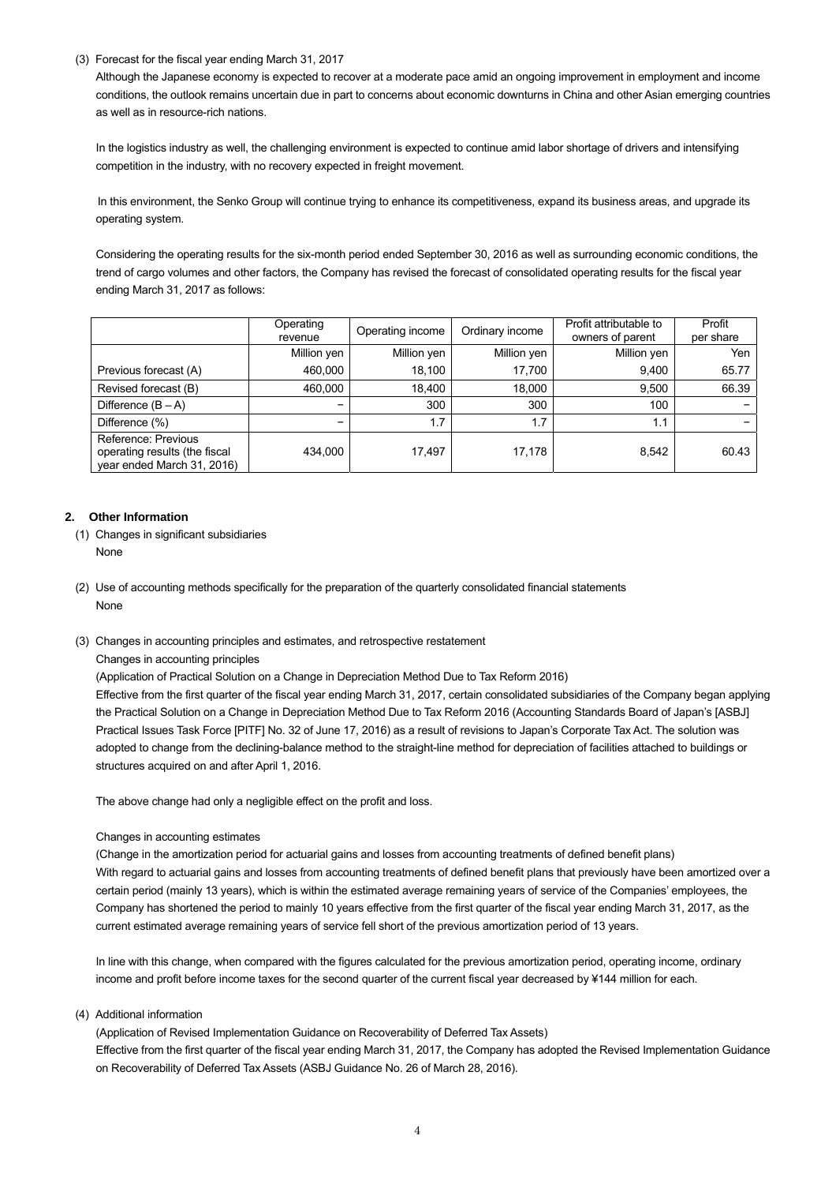(3) Forecast for the fiscal year ending March 31, 2017

Although the Japanese economy is expected to recover at a moderate pace amid an ongoing improvement in employment and income conditions, the outlook remains uncertain due in part to concerns about economic downturns in China and other Asian emerging countries as well as in resource-rich nations.

In the logistics industry as well, the challenging environment is expected to continue amid labor shortage of drivers and intensifying competition in the industry, with no recovery expected in freight movement.

In this environment, the Senko Group will continue trying to enhance its competitiveness, expand its business areas, and upgrade its operating system.

Considering the operating results for the six-month period ended September 30, 2016 as well as surrounding economic conditions, the trend of cargo volumes and other factors, the Company has revised the forecast of consolidated operating results for the fiscal year ending March 31, 2017 as follows:

| | Operating revenue | Operating income | Ordinary income | Profit attributable to owners of parent | Profit per share |
|---|---|---|---|---|---|
| | Million yen | Million yen | Million yen | Million yen | Yen |
| Previous forecast (A) | 460,000 | 18,100 | 17,700 | 9,400 | 65.77 |
| Revised forecast (B) | 460,000 | 18,400 | 18,000 | 9,500 | 66.39 |
| Difference (B – A) | − | 300 | 300 | 100 | − |
| Difference (%) | − | 1.7 | 1.7 | 1.1 | − |
| Reference: Previous operating results (the fiscal year ended March 31, 2016) | 434,000 | 17,497 | 17,178 | 8,542 | 60.43 |

## 2. Other Information

(1) Changes in significant subsidiaries

None

(2) Use of accounting methods specifically for the preparation of the quarterly consolidated financial statements

None

(3) Changes in accounting principles and estimates, and retrospective restatement

Changes in accounting principles

(Application of Practical Solution on a Change in Depreciation Method Due to Tax Reform 2016)

Effective from the first quarter of the fiscal year ending March 31, 2017, certain consolidated subsidiaries of the Company began applying the Practical Solution on a Change in Depreciation Method Due to Tax Reform 2016 (Accounting Standards Board of Japan's [ASBJ] Practical Issues Task Force [PITF] No. 32 of June 17, 2016) as a result of revisions to Japan's Corporate Tax Act. The solution was adopted to change from the declining-balance method to the straight-line method for depreciation of facilities attached to buildings or structures acquired on and after April 1, 2016.

The above change had only a negligible effect on the profit and loss.

Changes in accounting estimates

(Change in the amortization period for actuarial gains and losses from accounting treatments of defined benefit plans)

With regard to actuarial gains and losses from accounting treatments of defined benefit plans that previously have been amortized over a certain period (mainly 13 years), which is within the estimated average remaining years of service of the Companies' employees, the Company has shortened the period to mainly 10 years effective from the first quarter of the fiscal year ending March 31, 2017, as the current estimated average remaining years of service fell short of the previous amortization period of 13 years.

In line with this change, when compared with the figures calculated for the previous amortization period, operating income, ordinary income and profit before income taxes for the second quarter of the current fiscal year decreased by ¥144 million for each.

(4) Additional information

(Application of Revised Implementation Guidance on Recoverability of Deferred Tax Assets)

Effective from the first quarter of the fiscal year ending March 31, 2017, the Company has adopted the Revised Implementation Guidance on Recoverability of Deferred Tax Assets (ASBJ Guidance No. 26 of March 28, 2016).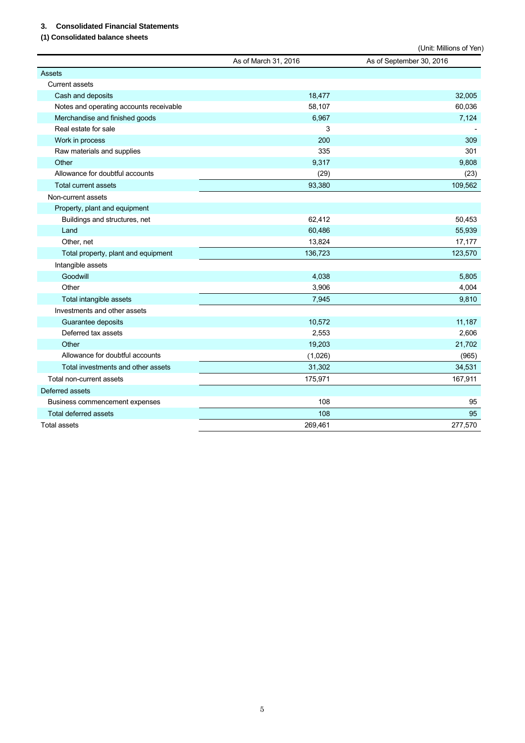### 3. Consolidated Financial Statements

#### (1) Consolidated balance sheets

(Unit: Millions of Yen)

| | As of March 31, 2016 | As of September 30, 2016 |
|---|---|---|
| Assets | | |
| Current assets | | |
| Cash and deposits | 18,477 | 32,005 |
| Notes and operating accounts receivable | 58,107 | 60,036 |
| Merchandise and finished goods | 6,967 | 7,124 |
| Real estate for sale | 3 | - |
| Work in process | 200 | 309 |
| Raw materials and supplies | 335 | 301 |
| Other | 9,317 | 9,808 |
| Allowance for doubtful accounts | (29) | (23) |
| Total current assets | 93,380 | 109,562 |
| Non-current assets | | |
| Property, plant and equipment | | |
| Buildings and structures, net | 62,412 | 50,453 |
| Land | 60,486 | 55,939 |
| Other, net | 13,824 | 17,177 |
| Total property, plant and equipment | 136,723 | 123,570 |
| Intangible assets | | |
| Goodwill | 4,038 | 5,805 |
| Other | 3,906 | 4,004 |
| Total intangible assets | 7,945 | 9,810 |
| Investments and other assets | | |
| Guarantee deposits | 10,572 | 11,187 |
| Deferred tax assets | 2,553 | 2,606 |
| Other | 19,203 | 21,702 |
| Allowance for doubtful accounts | (1,026) | (965) |
| Total investments and other assets | 31,302 | 34,531 |
| Total non-current assets | 175,971 | 167,911 |
| Deferred assets | | |
| Business commencement expenses | 108 | 95 |
| Total deferred assets | 108 | 95 |
| Total assets | 269,461 | 277,570 |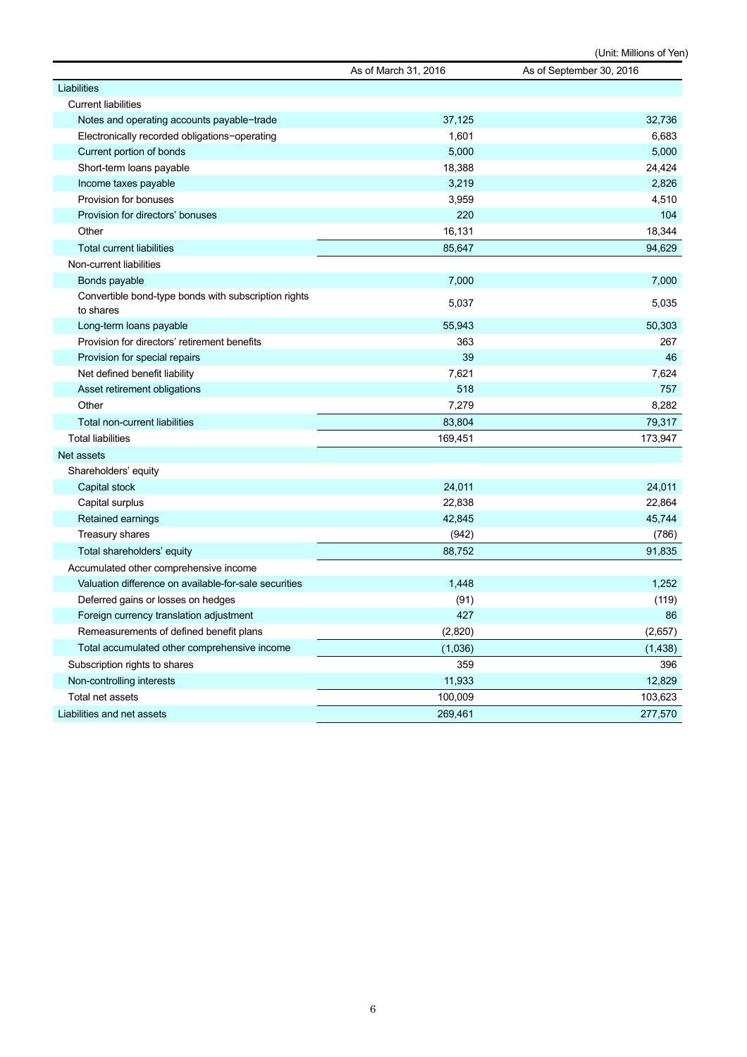(Unit: Millions of Yen)

| | As of March 31, 2016 | As of September 30, 2016 |
|---|---|---|
| Liabilities | | |
| Current liabilities | | |
| Notes and operating accounts payable−trade | 37,125 | 32,736 |
| Electronically recorded obligations−operating | 1,601 | 6,683 |
| Current portion of bonds | 5,000 | 5,000 |
| Short-term loans payable | 18,388 | 24,424 |
| Income taxes payable | 3,219 | 2,826 |
| Provision for bonuses | 3,959 | 4,510 |
| Provision for directors' bonuses | 220 | 104 |
| Other | 16,131 | 18,344 |
| Total current liabilities | 85,647 | 94,629 |
| Non-current liabilities | | |
| Bonds payable | 7,000 | 7,000 |
| Convertible bond-type bonds with subscription rights to shares | 5,037 | 5,035 |
| Long-term loans payable | 55,943 | 50,303 |
| Provision for directors' retirement benefits | 363 | 267 |
| Provision for special repairs | 39 | 46 |
| Net defined benefit liability | 7,621 | 7,624 |
| Asset retirement obligations | 518 | 757 |
| Other | 7,279 | 8,282 |
| Total non-current liabilities | 83,804 | 79,317 |
| Total liabilities | 169,451 | 173,947 |
| Net assets | | |
| Shareholders' equity | | |
| Capital stock | 24,011 | 24,011 |
| Capital surplus | 22,838 | 22,864 |
| Retained earnings | 42,845 | 45,744 |
| Treasury shares | (942) | (786) |
| Total shareholders' equity | 88,752 | 91,835 |
| Accumulated other comprehensive income | | |
| Valuation difference on available-for-sale securities | 1,448 | 1,252 |
| Deferred gains or losses on hedges | (91) | (119) |
| Foreign currency translation adjustment | 427 | 86 |
| Remeasurements of defined benefit plans | (2,820) | (2,657) |
| Total accumulated other comprehensive income | (1,036) | (1,438) |
| Subscription rights to shares | 359 | 396 |
| Non-controlling interests | 11,933 | 12,829 |
| Total net assets | 100,009 | 103,623 |
| Liabilities and net assets | 269,461 | 277,570 |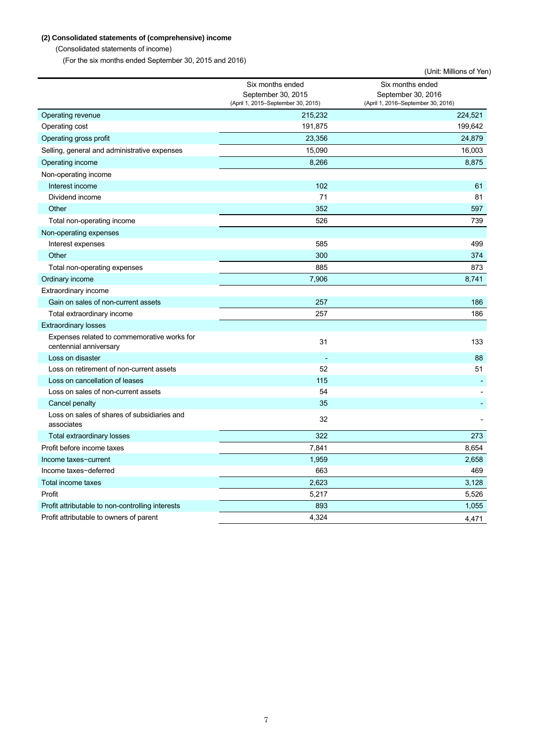**(2) Consolidated statements of (comprehensive) income**

(Consolidated statements of income)

(For the six months ended September 30, 2015 and 2016)

(Unit: Millions of Yen)

| | Six months ended September 30, 2015 (April 1, 2015–September 30, 2015) | Six months ended September 30, 2016 (April 1, 2016–September 30, 2016) |
|---|---|---|
| Operating revenue | 215,232 | 224,521 |
| Operating cost | 191,875 | 199,642 |
| Operating gross profit | 23,356 | 24,879 |
| Selling, general and administrative expenses | 15,090 | 16,003 |
| Operating income | 8,266 | 8,875 |
| Non-operating income | | |
| Interest income | 102 | 61 |
| Dividend income | 71 | 81 |
| Other | 352 | 597 |
| Total non-operating income | 526 | 739 |
| Non-operating expenses | | |
| Interest expenses | 585 | 499 |
| Other | 300 | 374 |
| Total non-operating expenses | 885 | 873 |
| Ordinary income | 7,906 | 8,741 |
| Extraordinary income | | |
| Gain on sales of non-current assets | 257 | 186 |
| Total extraordinary income | 257 | 186 |
| Extraordinary losses | | |
| Expenses related to commemorative works for centennial anniversary | 31 | 133 |
| Loss on disaster | - | 88 |
| Loss on retirement of non-current assets | 52 | 51 |
| Loss on cancellation of leases | 115 | - |
| Loss on sales of non-current assets | 54 | - |
| Cancel penalty | 35 | - |
| Loss on sales of shares of subsidiaries and associates | 32 | - |
| Total extraordinary losses | 322 | 273 |
| Profit before income taxes | 7,841 | 8,654 |
| Income taxes−current | 1,959 | 2,658 |
| Income taxes−deferred | 663 | 469 |
| Total income taxes | 2,623 | 3,128 |
| Profit | 5,217 | 5,526 |
| Profit attributable to non-controlling interests | 893 | 1,055 |
| Profit attributable to owners of parent | 4,324 | 4,471 |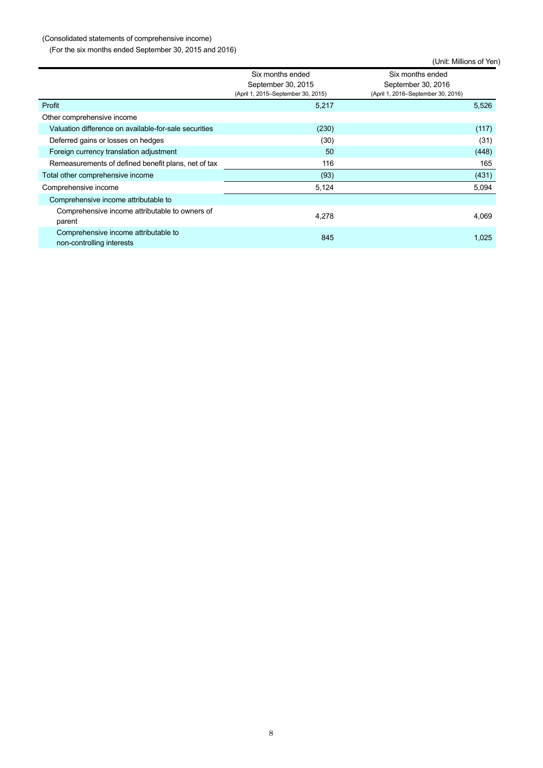(Consolidated statements of comprehensive income)

(For the six months ended September 30, 2015 and 2016)

(Unit: Millions of Yen)

| | Six months ended September 30, 2015 (April 1, 2015–September 30, 2015) | Six months ended September 30, 2016 (April 1, 2016–September 30, 2016) |
|---|---|---|
| Profit | 5,217 | 5,526 |
| Other comprehensive income | | |
| Valuation difference on available-for-sale securities | (230) | (117) |
| Deferred gains or losses on hedges | (30) | (31) |
| Foreign currency translation adjustment | 50 | (448) |
| Remeasurements of defined benefit plans, net of tax | 116 | 165 |
| Total other comprehensive income | (93) | (431) |
| Comprehensive income | 5,124 | 5,094 |
| Comprehensive income attributable to | | |
| Comprehensive income attributable to owners of parent | 4,278 | 4,069 |
| Comprehensive income attributable to non-controlling interests | 845 | 1,025 |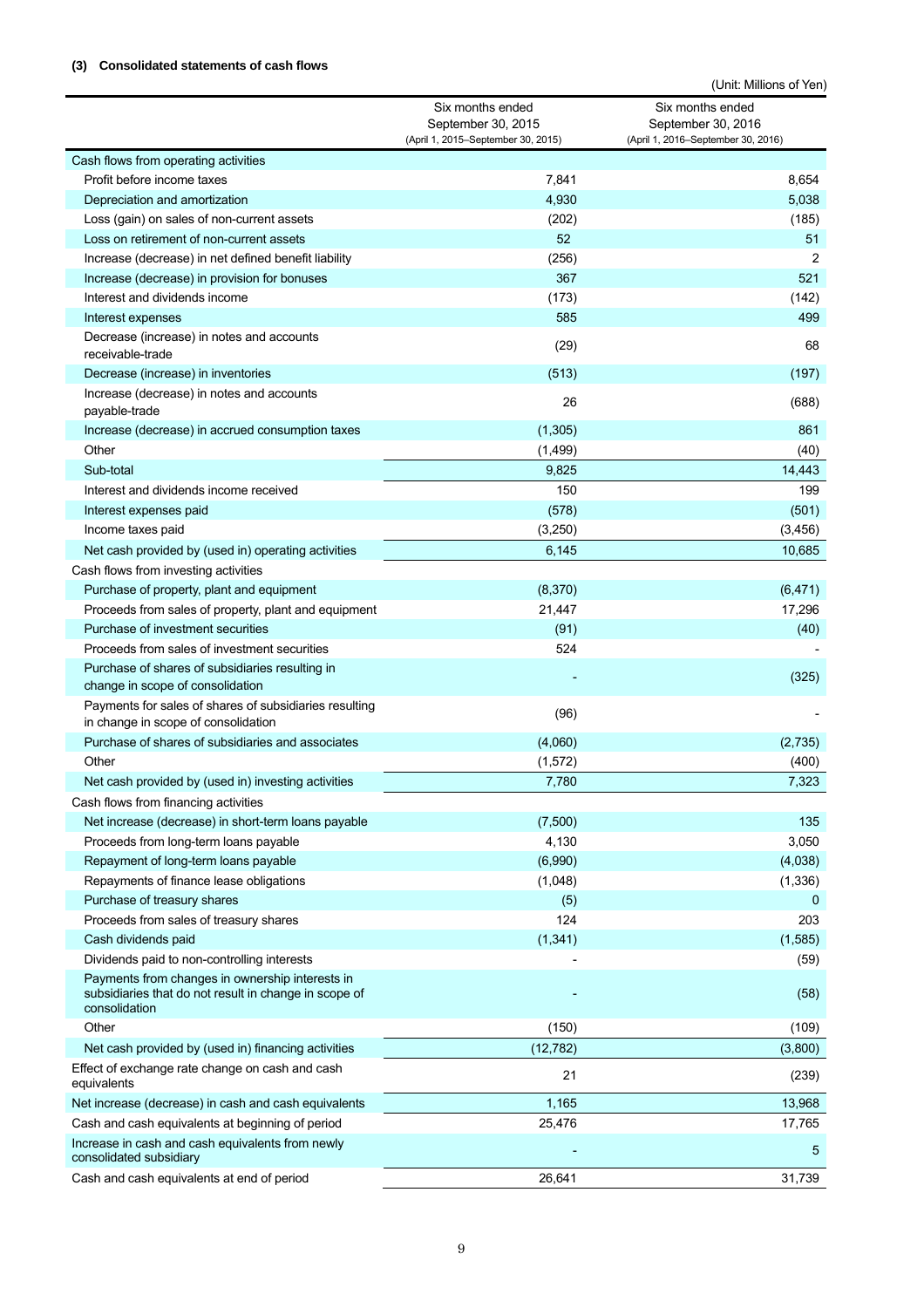### (3) Consolidated statements of cash flows

(Unit: Millions of Yen)

| | Six months ended September 30, 2015 (April 1, 2015–September 30, 2015) | Six months ended September 30, 2016 (April 1, 2016–September 30, 2016) |
|---|---|---|
| Cash flows from operating activities | | |
| Profit before income taxes | 7,841 | 8,654 |
| Depreciation and amortization | 4,930 | 5,038 |
| Loss (gain) on sales of non-current assets | (202) | (185) |
| Loss on retirement of non-current assets | 52 | 51 |
| Increase (decrease) in net defined benefit liability | (256) | 2 |
| Increase (decrease) in provision for bonuses | 367 | 521 |
| Interest and dividends income | (173) | (142) |
| Interest expenses | 585 | 499 |
| Decrease (increase) in notes and accounts receivable-trade | (29) | 68 |
| Decrease (increase) in inventories | (513) | (197) |
| Increase (decrease) in notes and accounts payable-trade | 26 | (688) |
| Increase (decrease) in accrued consumption taxes | (1,305) | 861 |
| Other | (1,499) | (40) |
| Sub-total | 9,825 | 14,443 |
| Interest and dividends income received | 150 | 199 |
| Interest expenses paid | (578) | (501) |
| Income taxes paid | (3,250) | (3,456) |
| Net cash provided by (used in) operating activities | 6,145 | 10,685 |
| Cash flows from investing activities | | |
| Purchase of property, plant and equipment | (8,370) | (6,471) |
| Proceeds from sales of property, plant and equipment | 21,447 | 17,296 |
| Purchase of investment securities | (91) | (40) |
| Proceeds from sales of investment securities | 524 | - |
| Purchase of shares of subsidiaries resulting in change in scope of consolidation | - | (325) |
| Payments for sales of shares of subsidiaries resulting in change in scope of consolidation | (96) | - |
| Purchase of shares of subsidiaries and associates | (4,060) | (2,735) |
| Other | (1,572) | (400) |
| Net cash provided by (used in) investing activities | 7,780 | 7,323 |
| Cash flows from financing activities | | |
| Net increase (decrease) in short-term loans payable | (7,500) | 135 |
| Proceeds from long-term loans payable | 4,130 | 3,050 |
| Repayment of long-term loans payable | (6,990) | (4,038) |
| Repayments of finance lease obligations | (1,048) | (1,336) |
| Purchase of treasury shares | (5) | 0 |
| Proceeds from sales of treasury shares | 124 | 203 |
| Cash dividends paid | (1,341) | (1,585) |
| Dividends paid to non-controlling interests | - | (59) |
| Payments from changes in ownership interests in subsidiaries that do not result in change in scope of consolidation | - | (58) |
| Other | (150) | (109) |
| Net cash provided by (used in) financing activities | (12,782) | (3,800) |
| Effect of exchange rate change on cash and cash equivalents | 21 | (239) |
| Net increase (decrease) in cash and cash equivalents | 1,165 | 13,968 |
| Cash and cash equivalents at beginning of period | 25,476 | 17,765 |
| Increase in cash and cash equivalents from newly consolidated subsidiary | - | 5 |
| Cash and cash equivalents at end of period | 26,641 | 31,739 |